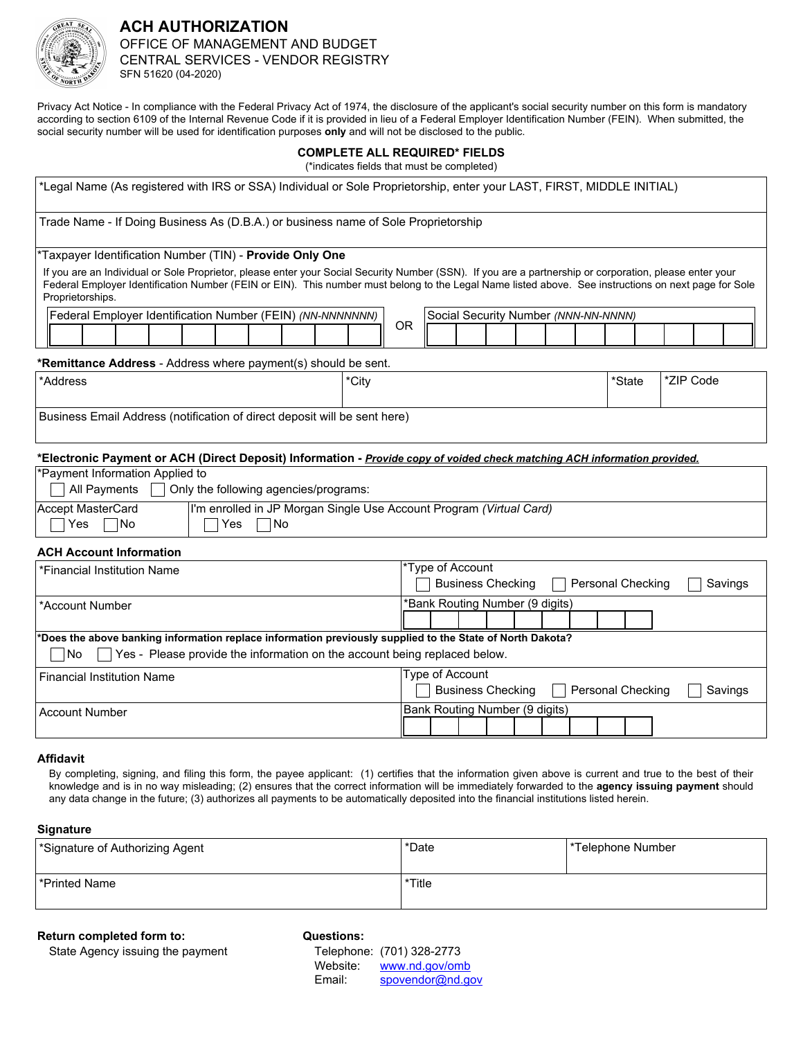# ACH AUTHORIZATION

OFFICE OF MANAGEMENT AND BUDGET
CENTRAL SERVICES - VENDOR REGISTRY
SFN 51620 (04-2020)

Privacy Act Notice - In compliance with the Federal Privacy Act of 1974, the disclosure of the applicant's social security number on this form is mandatory according to section 6109 of the Internal Revenue Code if it is provided in lieu of a Federal Employer Identification Number (FEIN). When submitted, the social security number will be used for identification purposes **only** and will not be disclosed to the public.

**COMPLETE ALL REQUIRED* FIELDS**
(*indicates fields that must be completed)

*Legal Name (As registered with IRS or SSA) Individual or Sole Proprietorship, enter your LAST, FIRST, MIDDLE INITIAL)

Trade Name - If Doing Business As (D.B.A.) or business name of Sole Proprietorship

*Taxpayer Identification Number (TIN) - **Provide Only One**

If you are an Individual or Sole Proprietor, please enter your Social Security Number (SSN). If you are a partnership or corporation, please enter your Federal Employer Identification Number (FEIN or EIN). This number must belong to the Legal Name listed above. See instructions on next page for Sole Proprietorships.

| Federal Employer Identification Number (FEIN) *(NN-NNNNNNN)* | OR | Social Security Number *(NNN-NN-NNNN)* |
|---|---|---|
| | | |

**\*Remittance Address** - Address where payment(s) should be sent.

| *Address | *City | *State | *ZIP Code |
|---|---|---|---|
| Business Email Address (notification of direct deposit will be sent here) | | | |

**\*Electronic Payment or ACH (Direct Deposit) Information -** ***Provide copy of voided check matching ACH information provided.***

*Payment Information Applied to
☐ All Payments ☐ Only the following agencies/programs:

| Accept MasterCard | I'm enrolled in JP Morgan Single Use Account Program *(Virtual Card)* |
|---|---|
| ☐ Yes ☐ No | ☐ Yes ☐ No |

**ACH Account Information**

| *Financial Institution Name | *Type of Account ☐ Business Checking ☐ Personal Checking ☐ Savings |
|---|---|
| *Account Number | *Bank Routing Number (9 digits) |

**\*Does the above banking information replace information previously supplied to the State of North Dakota?**
☐ No ☐ Yes - Please provide the information on the account being replaced below.

| Financial Institution Name | Type of Account ☐ Business Checking ☐ Personal Checking ☐ Savings |
|---|---|
| Account Number | Bank Routing Number (9 digits) |

**Affidavit**

By completing, signing, and filing this form, the payee applicant: (1) certifies that the information given above is current and true to the best of their knowledge and is in no way misleading; (2) ensures that the correct information will be immediately forwarded to the **agency issuing payment** should any data change in the future; (3) authorizes all payments to be automatically deposited into the financial institutions listed herein.

**Signature**

| *Signature of Authorizing Agent | *Date | *Telephone Number |
|---|---|---|
| *Printed Name | *Title | |

**Return completed form to:**
State Agency issuing the payment

**Questions:**
Telephone: (701) 328-2773
Website: www.nd.gov/omb
Email: spovendor@nd.gov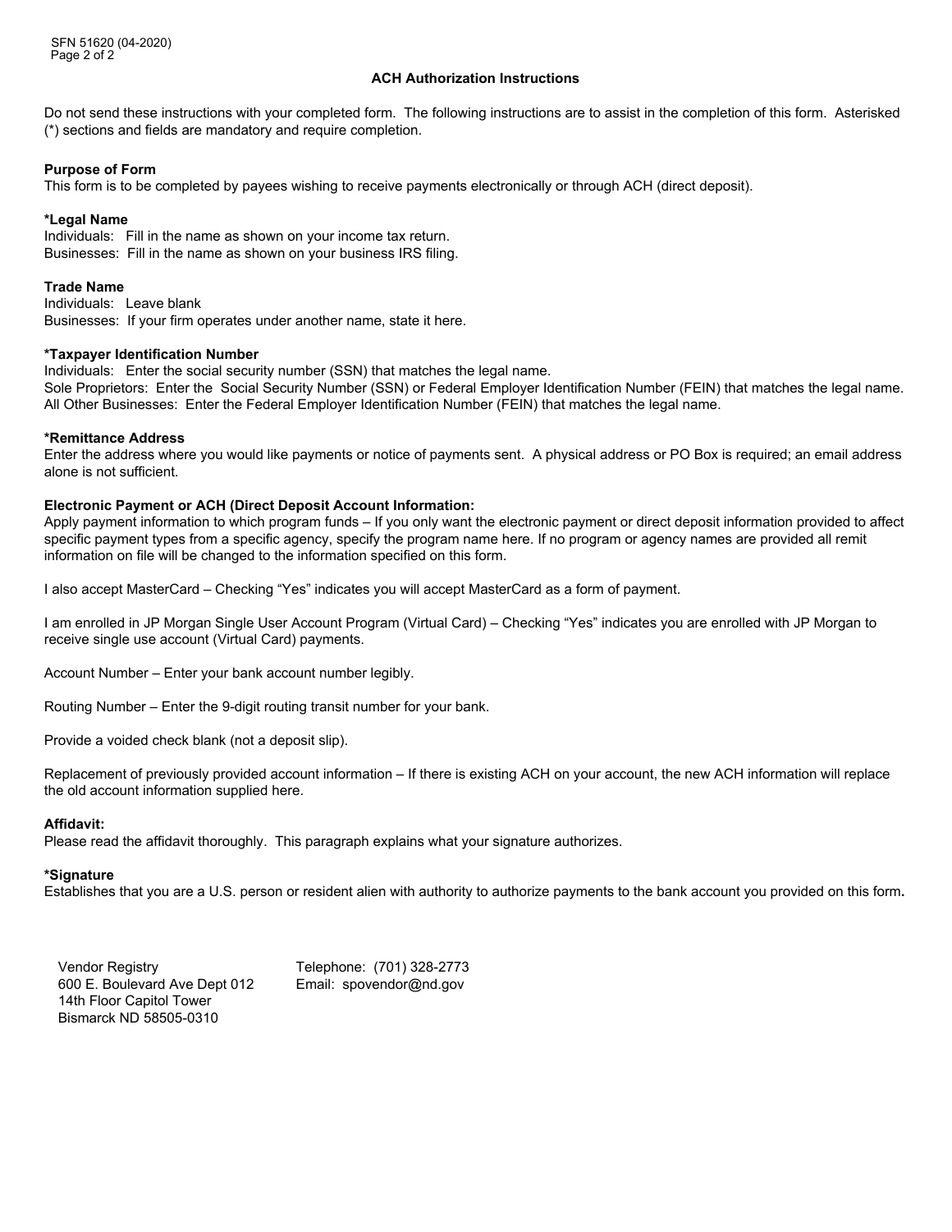## ACH Authorization Instructions

Do not send these instructions with your completed form. The following instructions are to assist in the completion of this form. Asterisked (*) sections and fields are mandatory and require completion.

**Purpose of Form**
This form is to be completed by payees wishing to receive payments electronically or through ACH (direct deposit).

**\*Legal Name**
Individuals: Fill in the name as shown on your income tax return.
Businesses: Fill in the name as shown on your business IRS filing.

**Trade Name**
Individuals: Leave blank
Businesses: If your firm operates under another name, state it here.

**\*Taxpayer Identification Number**
Individuals: Enter the social security number (SSN) that matches the legal name.
Sole Proprietors: Enter the Social Security Number (SSN) or Federal Employer Identification Number (FEIN) that matches the legal name.
All Other Businesses: Enter the Federal Employer Identification Number (FEIN) that matches the legal name.

**\*Remittance Address**
Enter the address where you would like payments or notice of payments sent. A physical address or PO Box is required; an email address alone is not sufficient.

**Electronic Payment or ACH (Direct Deposit Account Information:**
Apply payment information to which program funds – If you only want the electronic payment or direct deposit information provided to affect specific payment types from a specific agency, specify the program name here. If no program or agency names are provided all remit information on file will be changed to the information specified on this form.

I also accept MasterCard – Checking "Yes" indicates you will accept MasterCard as a form of payment.

I am enrolled in JP Morgan Single User Account Program (Virtual Card) – Checking "Yes" indicates you are enrolled with JP Morgan to receive single use account (Virtual Card) payments.

Account Number – Enter your bank account number legibly.

Routing Number – Enter the 9-digit routing transit number for your bank.

Provide a voided check blank (not a deposit slip).

Replacement of previously provided account information – If there is existing ACH on your account, the new ACH information will replace the old account information supplied here.

**Affidavit:**
Please read the affidavit thoroughly. This paragraph explains what your signature authorizes.

**\*Signature**
Establishes that you are a U.S. person or resident alien with authority to authorize payments to the bank account you provided on this form**.**

Vendor Registry
600 E. Boulevard Ave Dept 012
14th Floor Capitol Tower
Bismarck ND 58505-0310

Telephone: (701) 328-2773
Email: spovendor@nd.gov